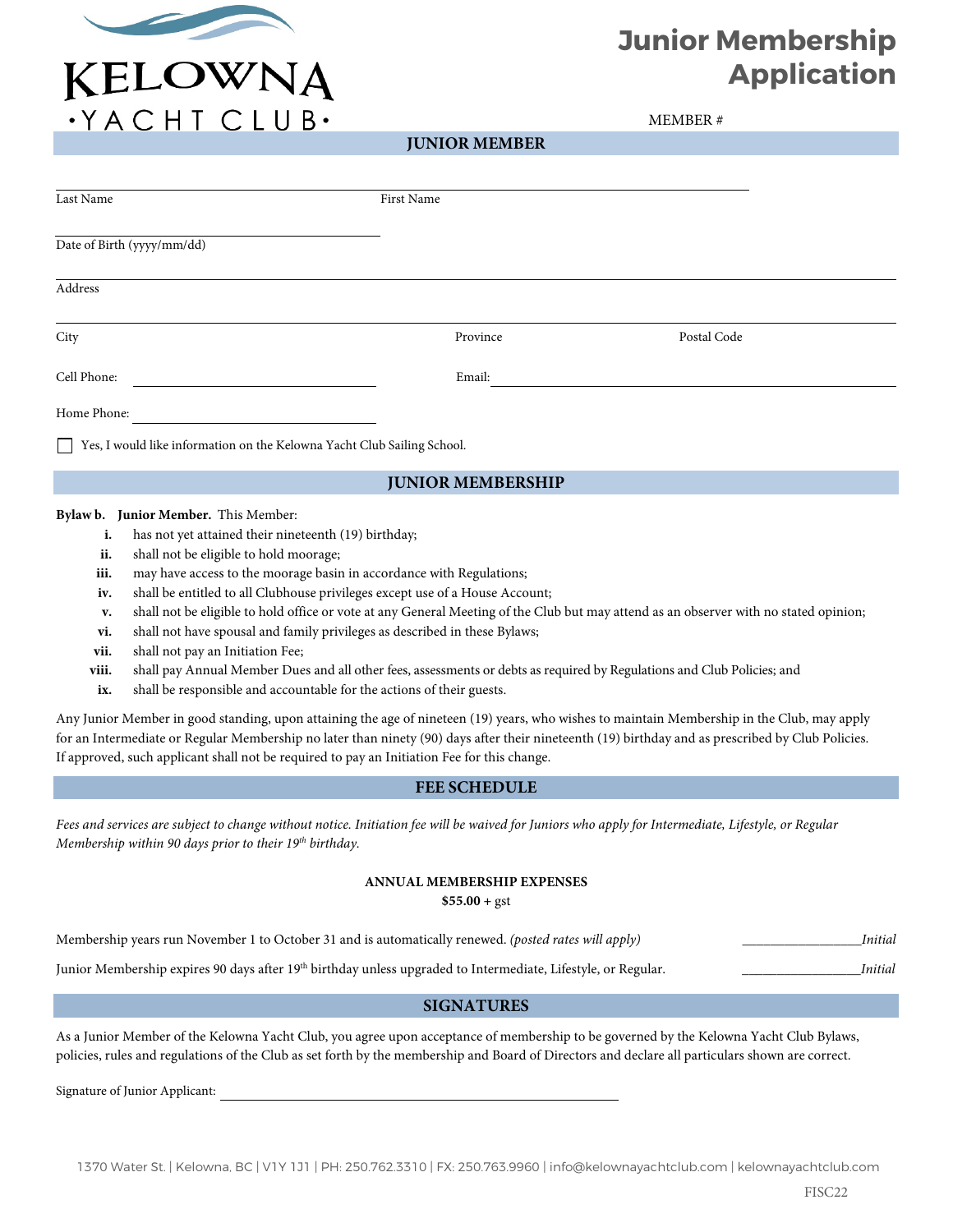# KELOWNA •YACHT CLUB•

# Junior Membership Application

MEMBER #

## JUNIOR MEMBER

Last Name ____________________ First Name ____________________

Date of Birth (yyyy/mm/dd) ____________________

Address ____________________

City ____________________ Province ____________________ Postal Code ____________________

Cell Phone: ____________________ Email: ____________________

Home Phone: ____________________

☐ Yes, I would like information on the Kelowna Yacht Club Sailing School.

## JUNIOR MEMBERSHIP

**Bylaw b. Junior Member.** This Member:

- **i.** has not yet attained their nineteenth (19) birthday;
- **ii.** shall not be eligible to hold moorage;
- **iii.** may have access to the moorage basin in accordance with Regulations;
- **iv.** shall be entitled to all Clubhouse privileges except use of a House Account;
- **v.** shall not be eligible to hold office or vote at any General Meeting of the Club but may attend as an observer with no stated opinion;
- **vi.** shall not have spousal and family privileges as described in these Bylaws;
- **vii.** shall not pay an Initiation Fee;
- **viii.** shall pay Annual Member Dues and all other fees, assessments or debts as required by Regulations and Club Policies; and
- **ix.** shall be responsible and accountable for the actions of their guests.

Any Junior Member in good standing, upon attaining the age of nineteen (19) years, who wishes to maintain Membership in the Club, may apply for an Intermediate or Regular Membership no later than ninety (90) days after their nineteenth (19) birthday and as prescribed by Club Policies. If approved, such applicant shall not be required to pay an Initiation Fee for this change.

## FEE SCHEDULE

*Fees and services are subject to change without notice. Initiation fee will be waived for Juniors who apply for Intermediate, Lifestyle, or Regular Membership within 90 days prior to their 19th birthday.*

**ANNUAL MEMBERSHIP EXPENSES**

**$55.00** + gst

Membership years run November 1 to October 31 and is automatically renewed. *(posted rates will apply)* ________________*Initial*

Junior Membership expires 90 days after 19th birthday unless upgraded to Intermediate, Lifestyle, or Regular. ________________*Initial*

## SIGNATURES

As a Junior Member of the Kelowna Yacht Club, you agree upon acceptance of membership to be governed by the Kelowna Yacht Club Bylaws, policies, rules and regulations of the Club as set forth by the membership and Board of Directors and declare all particulars shown are correct.

Signature of Junior Applicant: ____________________

1370 Water St. | Kelowna, BC | V1Y 1J1 | PH: 250.762.3310 | FX: 250.763.9960 | info@kelownayachtclub.com | kelownayachtclub.com

FISC22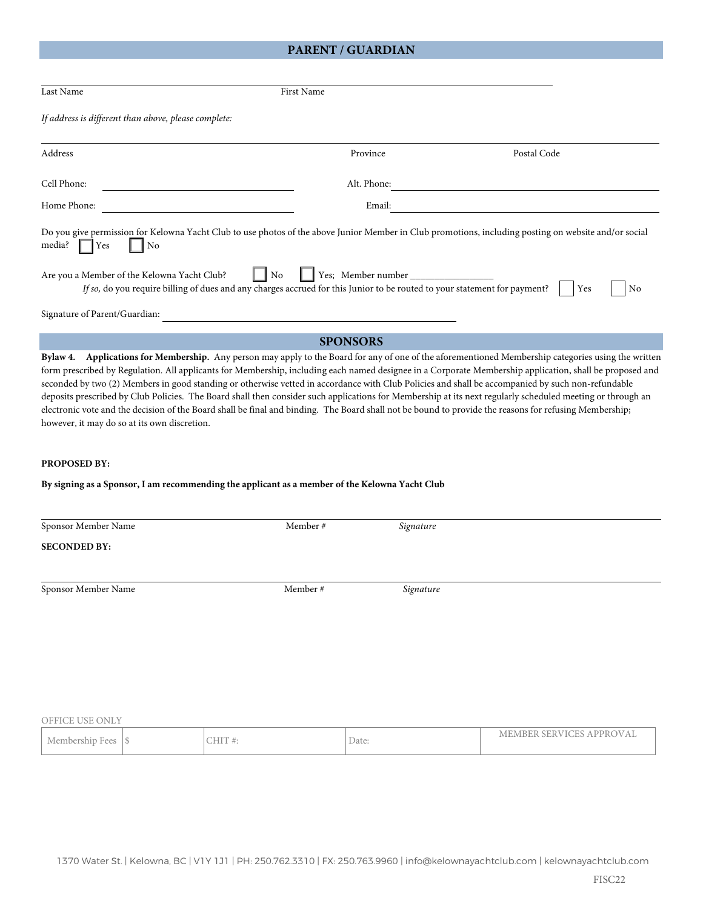## PARENT / GUARDIAN

Last Name First Name

*If address is different than above, please complete:*

Address Province Postal Code

Cell Phone: Alt. Phone:

Home Phone: Email:

Do you give permission for Kelowna Yacht Club to use photos of the above Junior Member in Club promotions, including posting on website and/or social media? ☐ Yes ☐ No

Are you a Member of the Kelowna Yacht Club? ☐ No ☐ Yes; Member number ________________

*If so,* do you require billing of dues and any charges accrued for this Junior to be routed to your statement for payment? ☐ Yes ☐ No

Signature of Parent/Guardian:

## SPONSORS

**Bylaw 4. Applications for Membership.** Any person may apply to the Board for any of one of the aforementioned Membership categories using the written form prescribed by Regulation. All applicants for Membership, including each named designee in a Corporate Membership application, shall be proposed and seconded by two (2) Members in good standing or otherwise vetted in accordance with Club Policies and shall be accompanied by such non-refundable deposits prescribed by Club Policies. The Board shall then consider such applications for Membership at its next regularly scheduled meeting or through an electronic vote and the decision of the Board shall be final and binding. The Board shall not be bound to provide the reasons for refusing Membership; however, it may do so at its own discretion.

**PROPOSED BY:**

**By signing as a Sponsor, I am recommending the applicant as a member of the Kelowna Yacht Club**

Sponsor Member Name Member # *Signature*

**SECONDED BY:**

Sponsor Member Name Member # *Signature*

OFFICE USE ONLY

| | | | | |
|---|---|---|---|---|
| Membership Fees | $ | CHIT #: | Date: | MEMBER SERVICES APPROVAL |

1370 Water St. | Kelowna, BC | V1Y 1J1 | PH: 250.762.3310 | FX: 250.763.9960 | info@kelownayachtclub.com | kelownayachtclub.com

FISC22